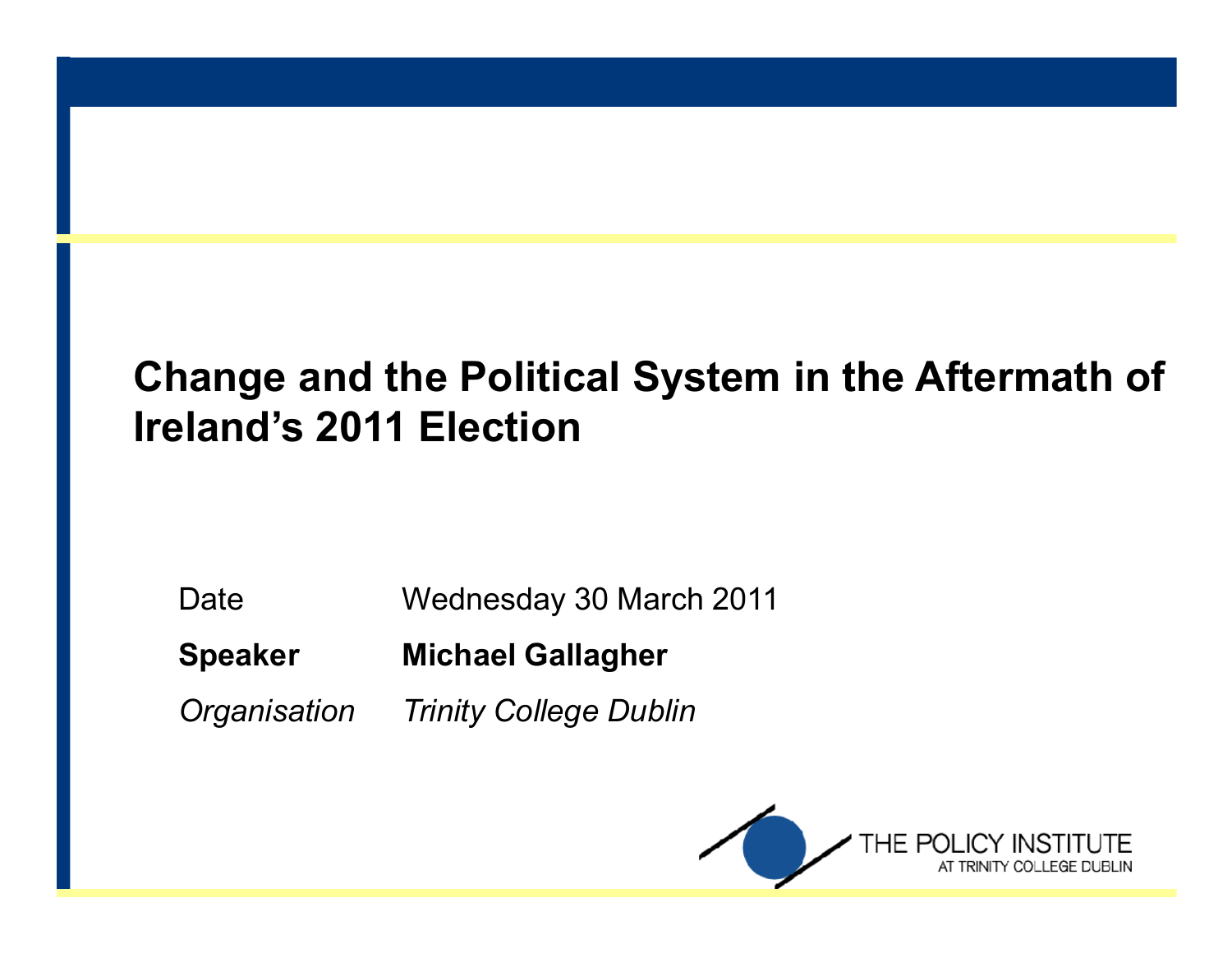# Change and the Political System in the Aftermath of Ireland's 2011 Election

| | |
|---|---|
| Date | Wednesday 30 March 2011 |
| **Speaker** | **Michael Gallagher** |
| *Organisation* | *Trinity College Dublin* |

THE POLICY INSTITUTE
AT TRINITY COLLEGE DUBLIN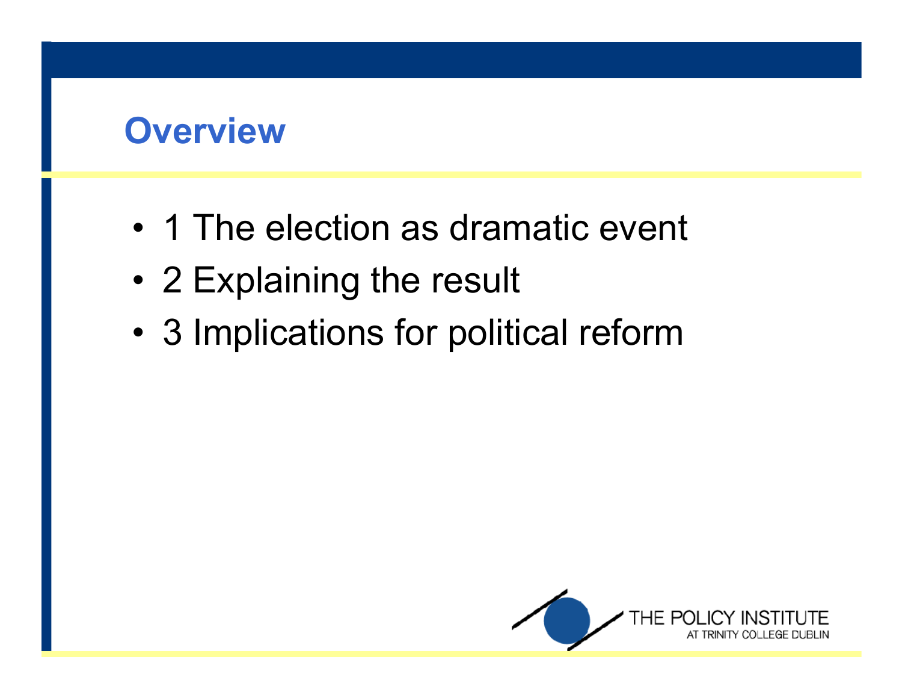## Overview

- 1 The election as dramatic event
- 2 Explaining the result
- 3 Implications for political reform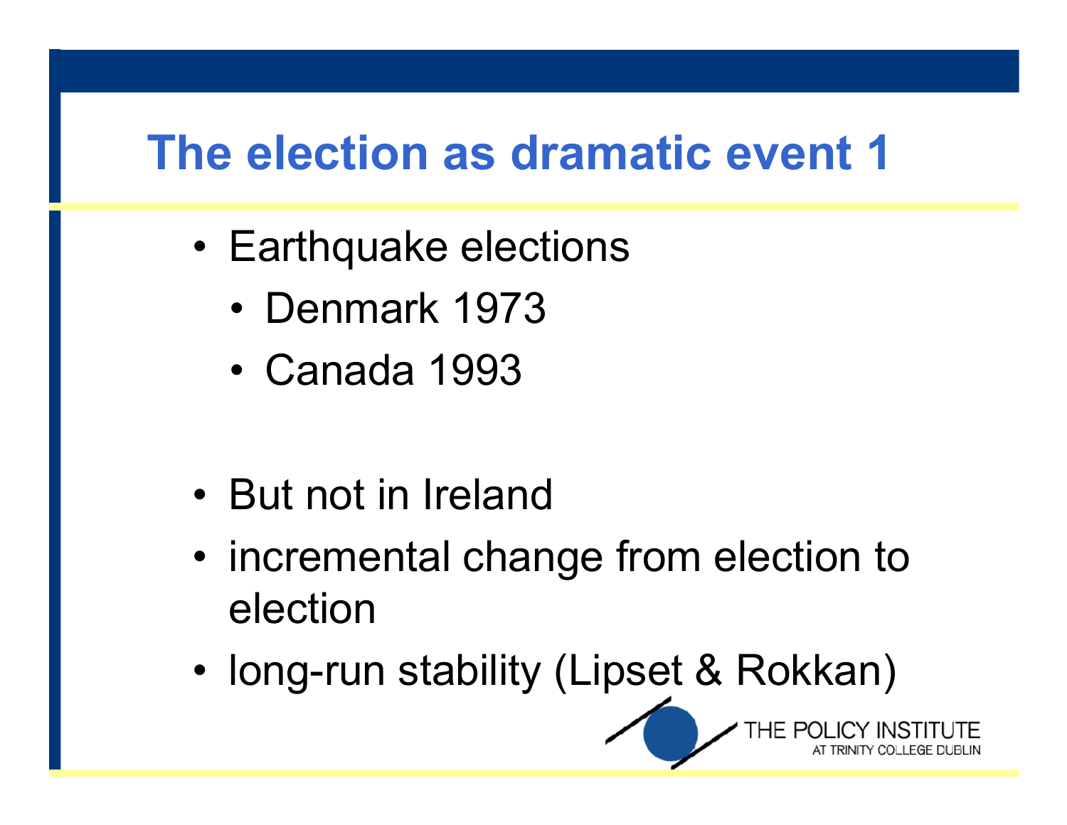# The election as dramatic event 1

- Earthquake elections
  - Denmark 1973
  - Canada 1993

- But not in Ireland
- incremental change from election to election
- long-run stability (Lipset & Rokkan)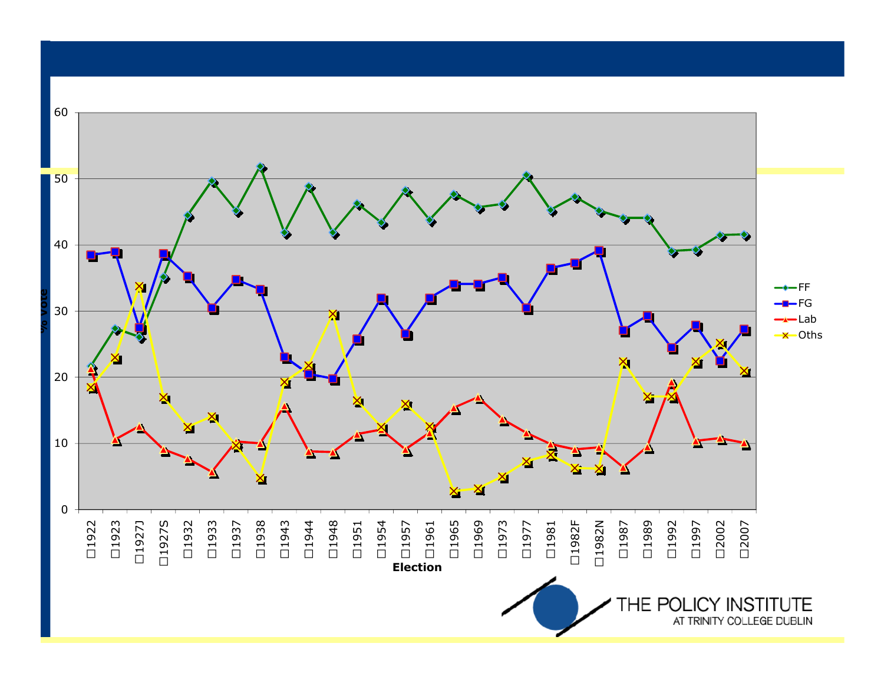% Vote

60
50
40
30
20
10
0

1922 1923 1927J 1927S 1932 1933 1937 1938 1943 1944 1948 1951 1954 1957 1961 1965 1969 1973 1977 1981 1982F 1982N 1987 1989 1992 1997 2002 2007

**Election**

- FF
- FG
- Lab
- Oths

THE POLICY INSTITUTE
AT TRINITY COLLEGE DUBLIN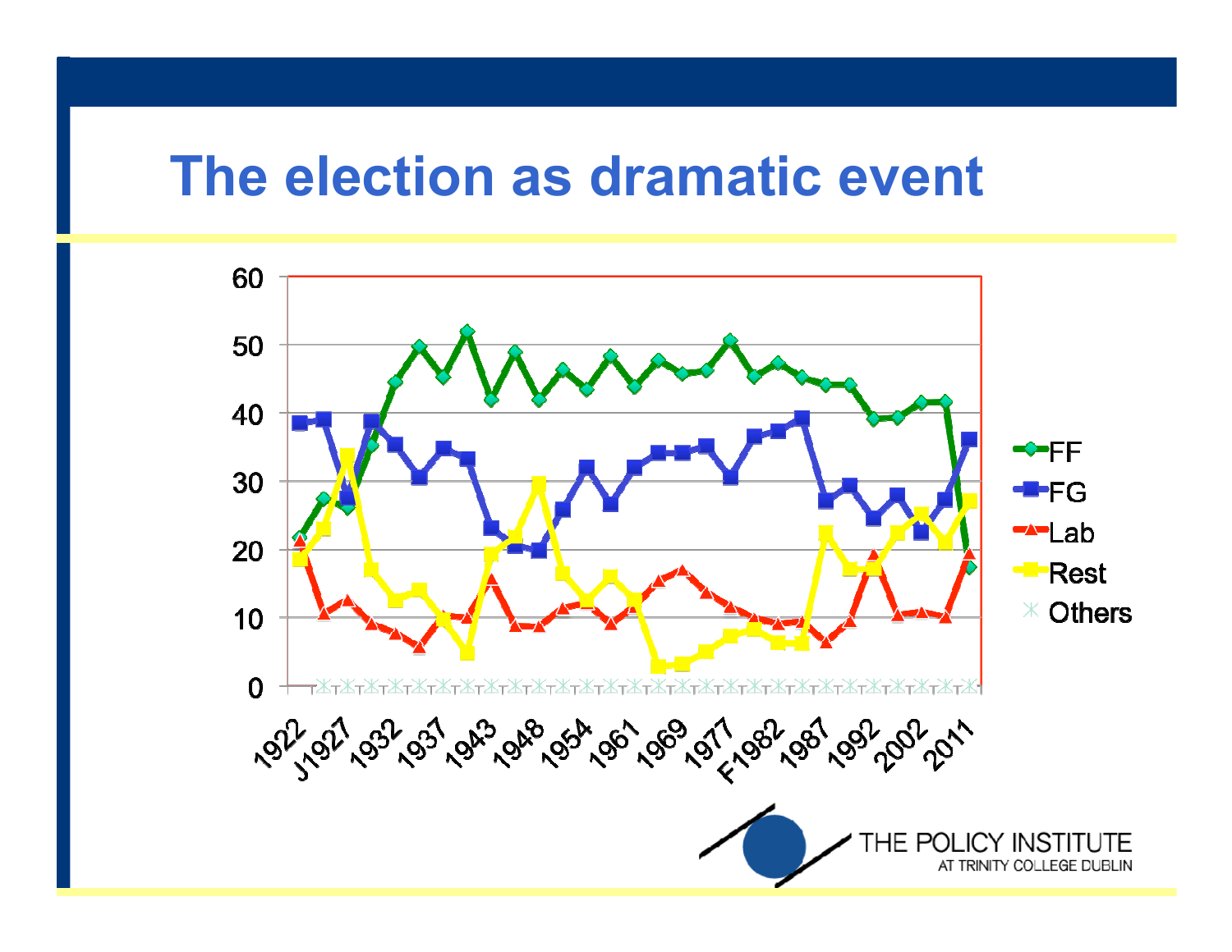# The election as dramatic event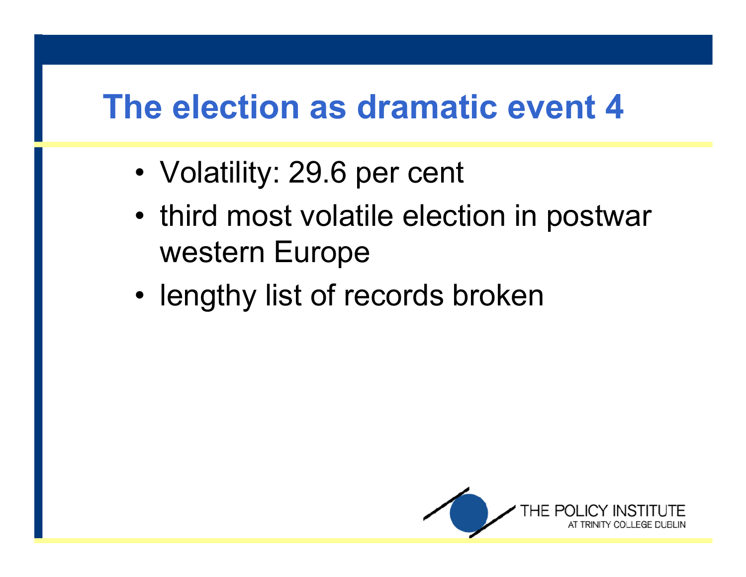# The election as dramatic event 4

- Volatility: 29.6 per cent
- third most volatile election in postwar western Europe
- lengthy list of records broken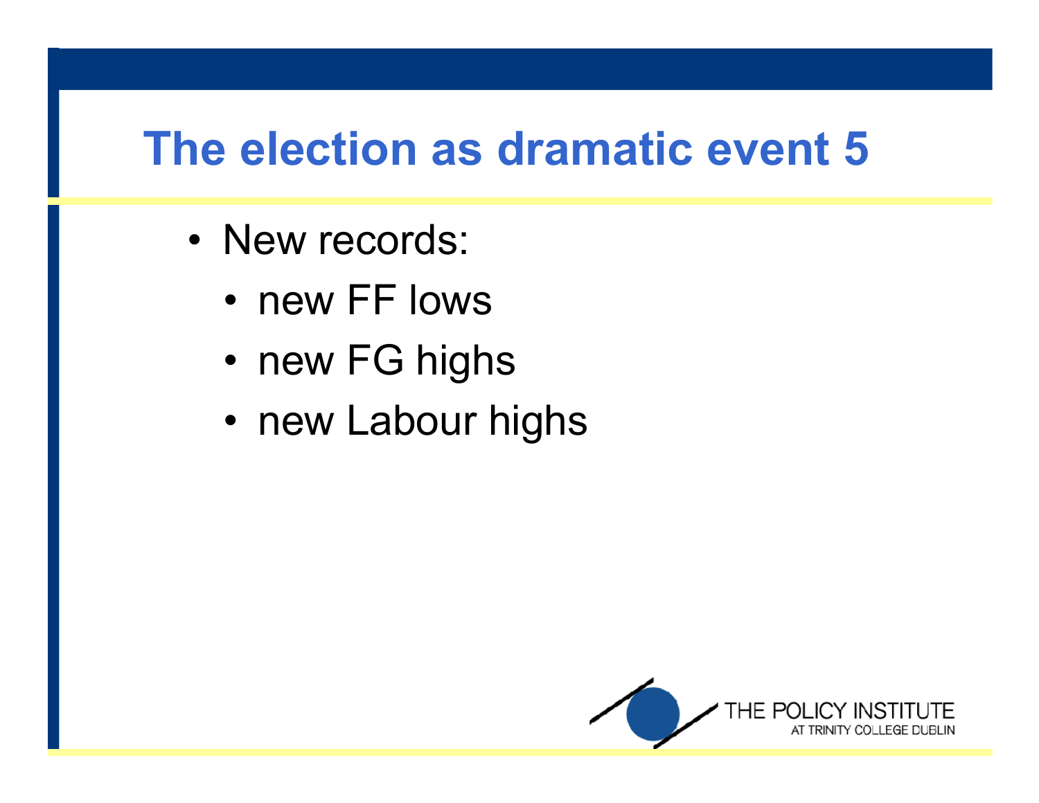# The election as dramatic event 5

- New records:
  - new FF lows
  - new FG highs
  - new Labour highs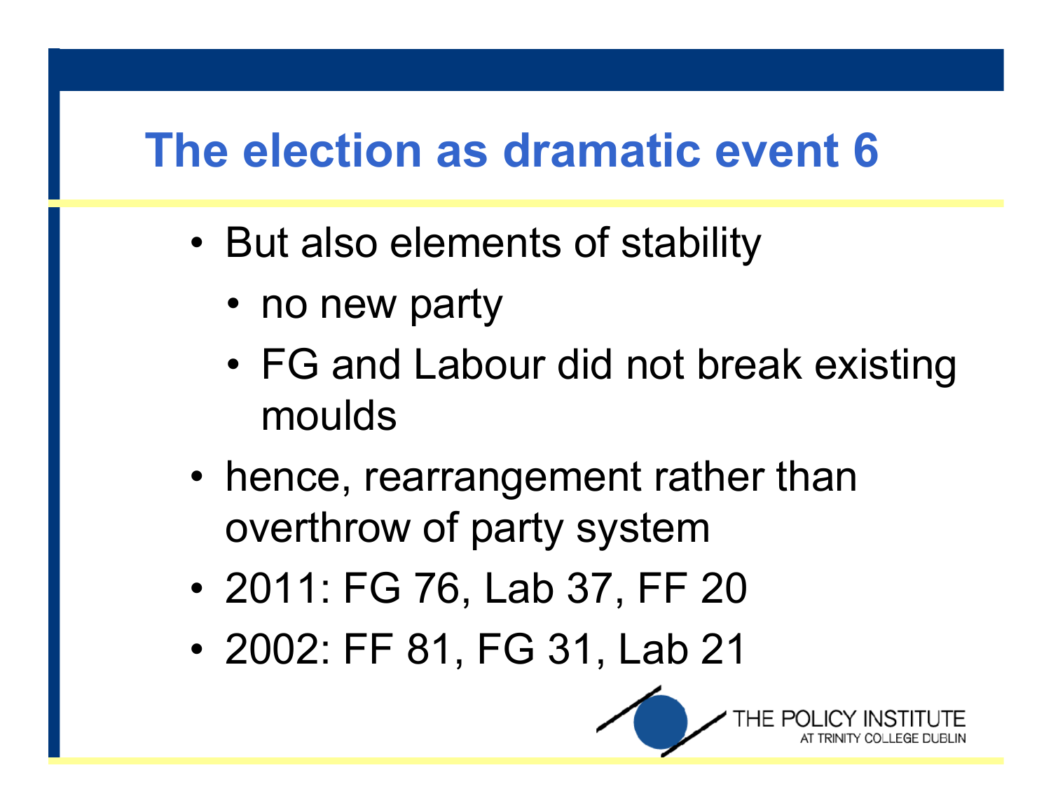# The election as dramatic event 6

- But also elements of stability
  - no new party
  - FG and Labour did not break existing moulds
- hence, rearrangement rather than overthrow of party system
- 2011: FG 76, Lab 37, FF 20
- 2002: FF 81, FG 31, Lab 21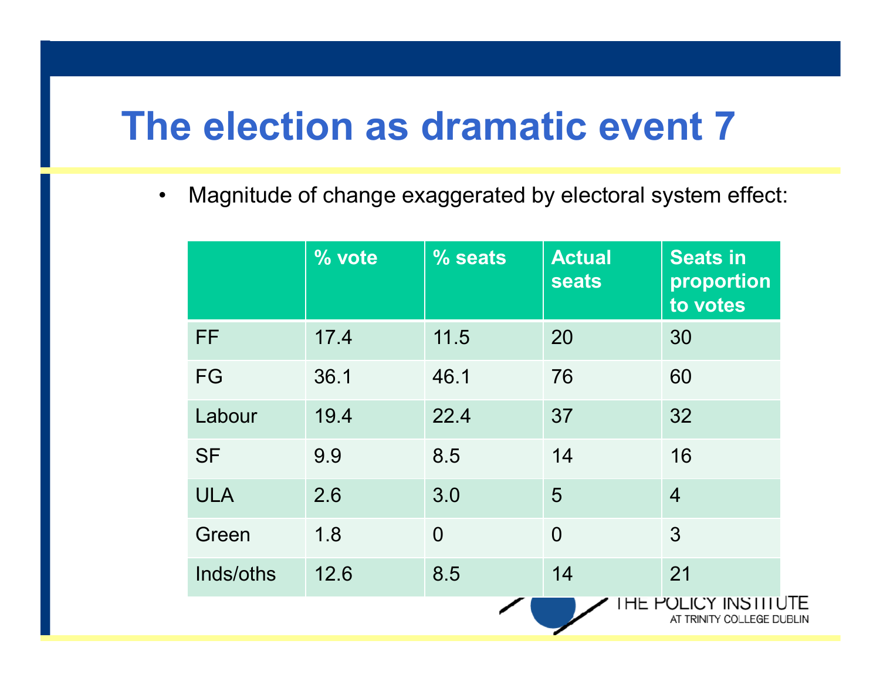# The election as dramatic event 7

- Magnitude of change exaggerated by electoral system effect:

| | % vote | % seats | Actual seats | Seats in proportion to votes |
|---|---|---|---|---|
| FF | 17.4 | 11.5 | 20 | 30 |
| FG | 36.1 | 46.1 | 76 | 60 |
| Labour | 19.4 | 22.4 | 37 | 32 |
| SF | 9.9 | 8.5 | 14 | 16 |
| ULA | 2.6 | 3.0 | 5 | 4 |
| Green | 1.8 | 0 | 0 | 3 |
| Inds/oths | 12.6 | 8.5 | 14 | 21 |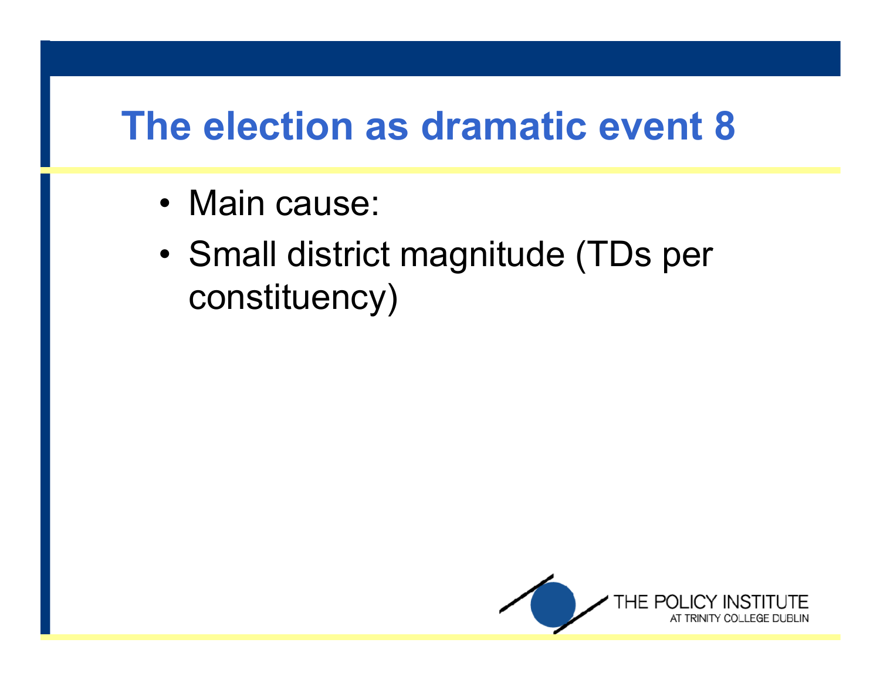# The election as dramatic event 8

- Main cause:
- Small district magnitude (TDs per constituency)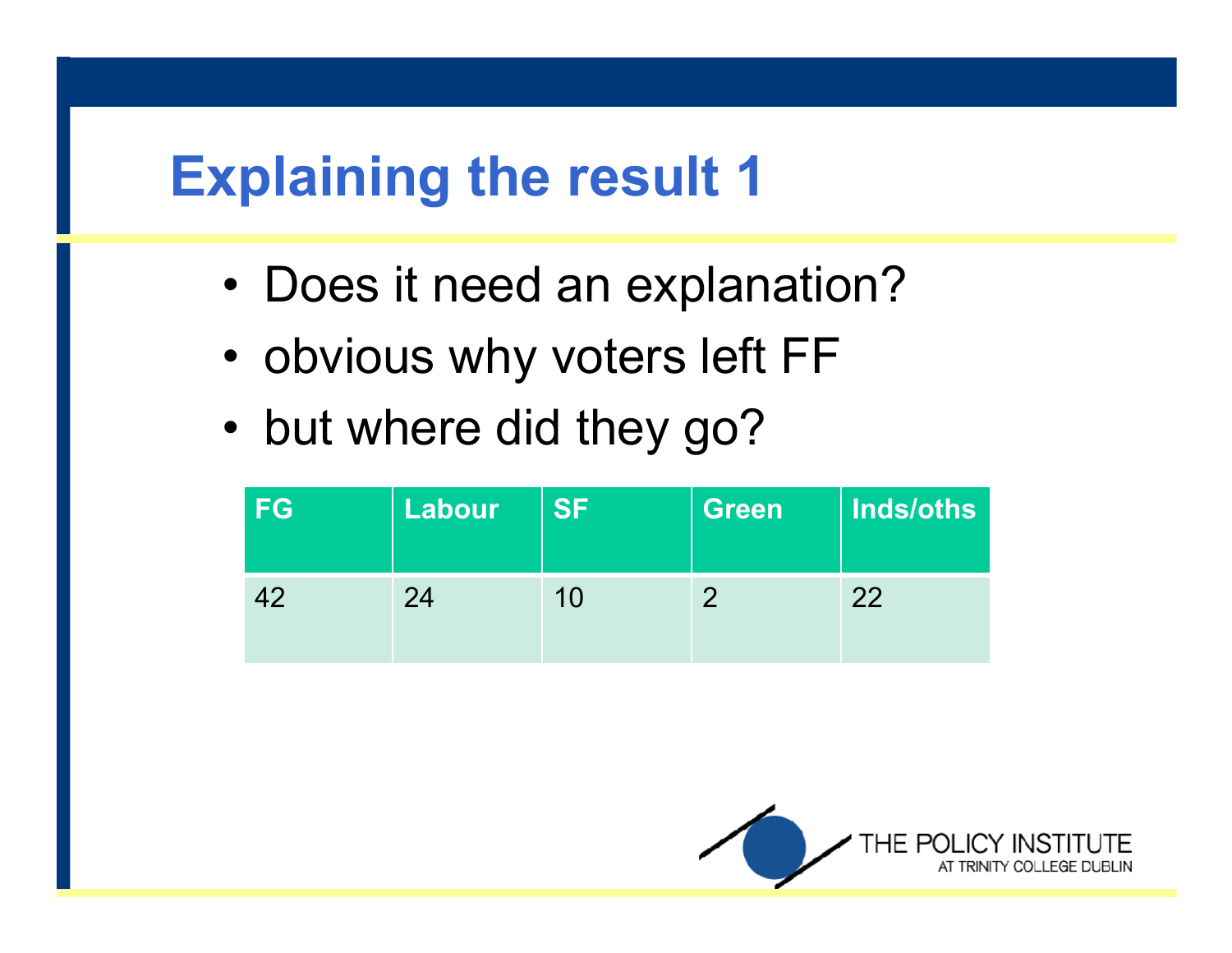# Explaining the result 1

- Does it need an explanation?
- obvious why voters left FF
- but where did they go?

| FG | Labour | SF | Green | Inds/oths |
| --- | --- | --- | --- | --- |
| 42 | 24 | 10 | 2 | 22 |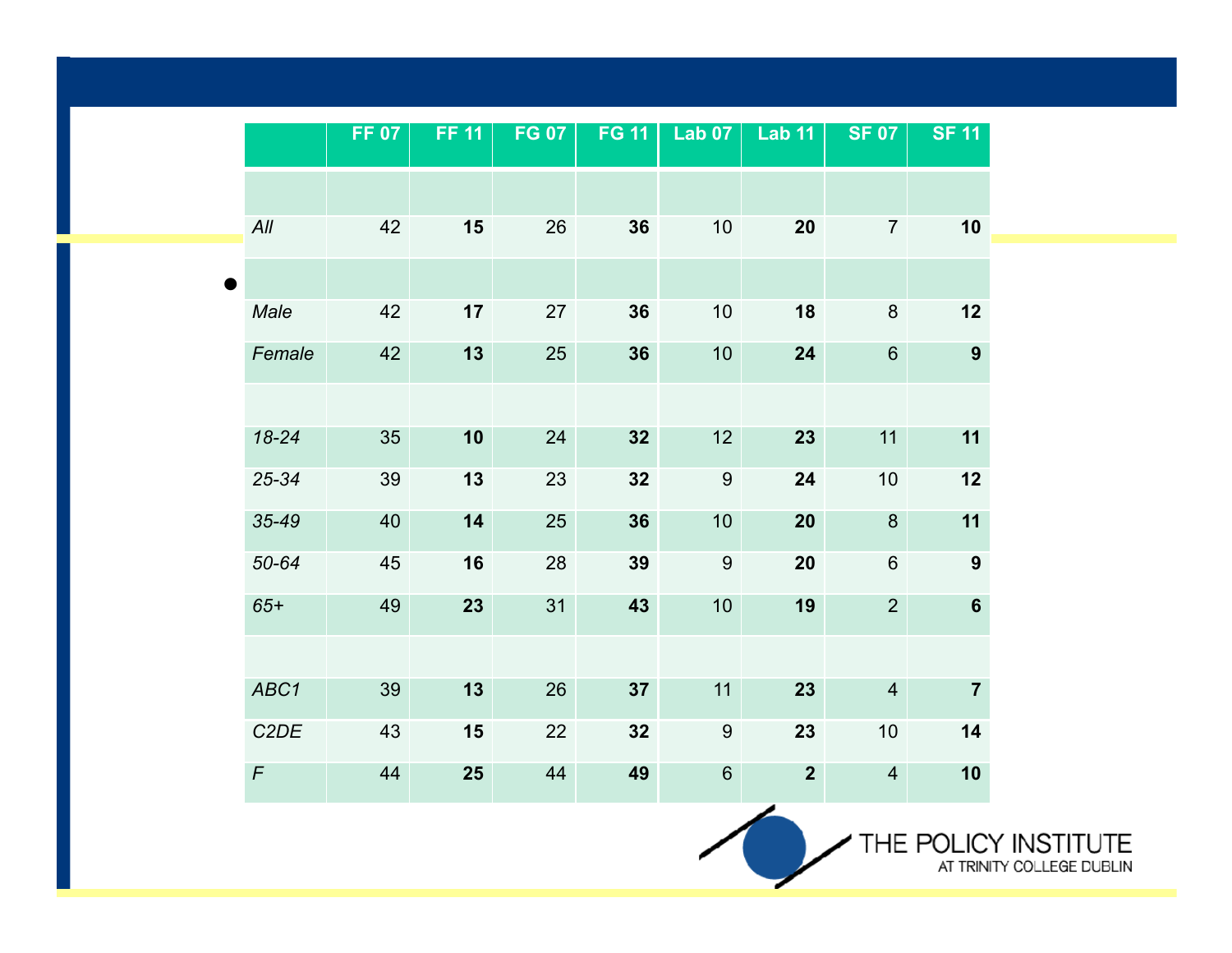| | FF 07 | FF 11 | FG 07 | FG 11 | Lab 07 | Lab 11 | SF 07 | SF 11 |
|---|---|---|---|---|---|---|---|---|
| | | | | | | | | |
| *All* | 42 | **15** | 26 | **36** | 10 | **20** | 7 | **10** |
| | | | | | | | | |
| *Male* | 42 | **17** | 27 | **36** | 10 | **18** | 8 | **12** |
| *Female* | 42 | **13** | 25 | **36** | 10 | **24** | 6 | **9** |
| | | | | | | | | |
| *18-24* | 35 | **10** | 24 | **32** | 12 | **23** | 11 | **11** |
| *25-34* | 39 | **13** | 23 | **32** | 9 | **24** | 10 | **12** |
| *35-49* | 40 | **14** | 25 | **36** | 10 | **20** | 8 | **11** |
| *50-64* | 45 | **16** | 28 | **39** | 9 | **20** | 6 | **9** |
| *65+* | 49 | **23** | 31 | **43** | 10 | **19** | 2 | **6** |
| | | | | | | | | |
| *ABC1* | 39 | **13** | 26 | **37** | 11 | **23** | 4 | **7** |
| *C2DE* | 43 | **15** | 22 | **32** | 9 | **23** | 10 | **14** |
| *F* | 44 | **25** | 44 | **49** | 6 | **2** | 4 | **10** |

THE POLICY INSTITUTE AT TRINITY COLLEGE DUBLIN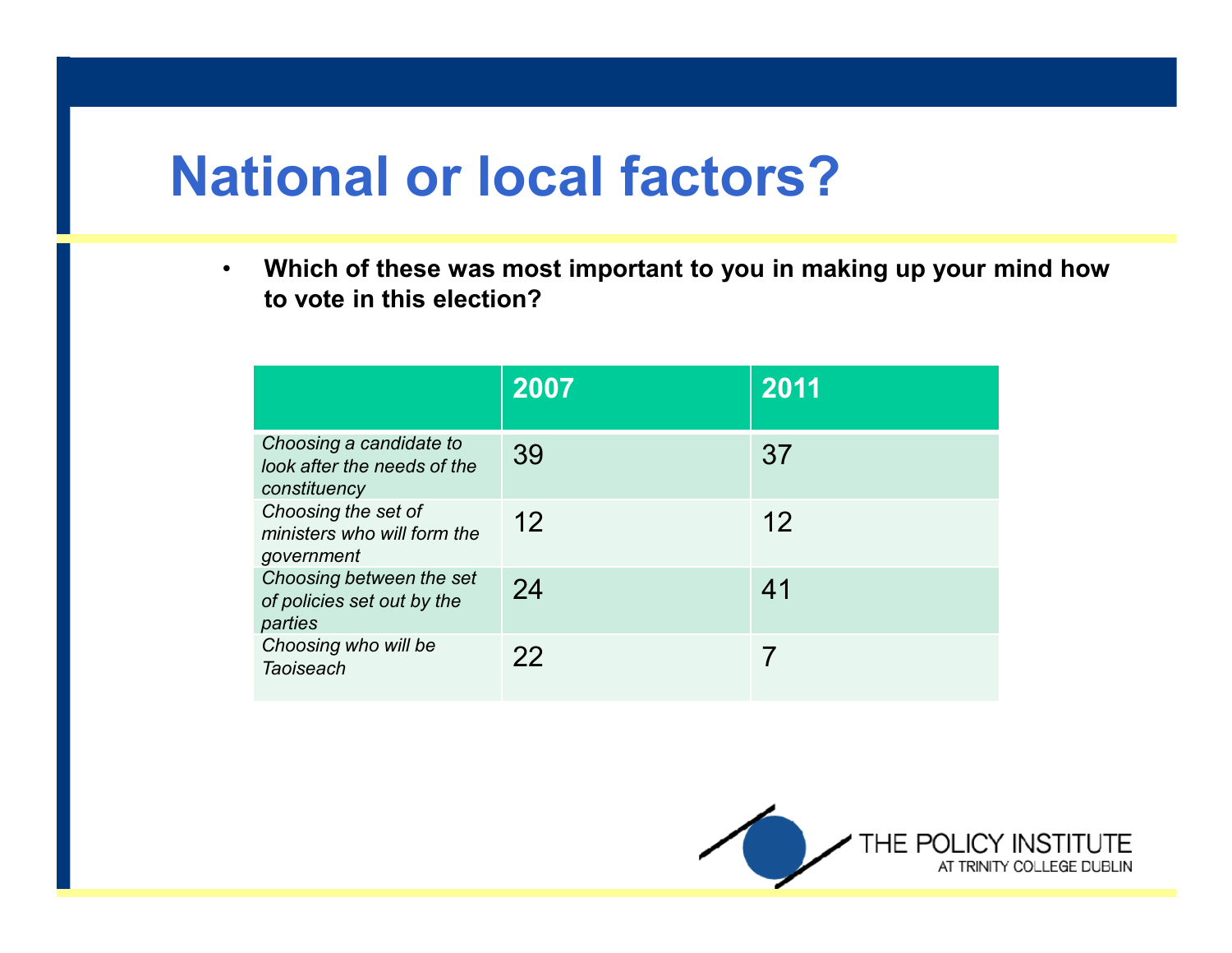# National or local factors?

- **Which of these was most important to you in making up your mind how to vote in this election?**

| | 2007 | 2011 |
|---|---|---|
| *Choosing a candidate to look after the needs of the constituency* | 39 | 37 |
| *Choosing the set of ministers who will form the government* | 12 | 12 |
| *Choosing between the set of policies set out by the parties* | 24 | 41 |
| *Choosing who will be Taoiseach* | 22 | 7 |

THE POLICY INSTITUTE AT TRINITY COLLEGE DUBLIN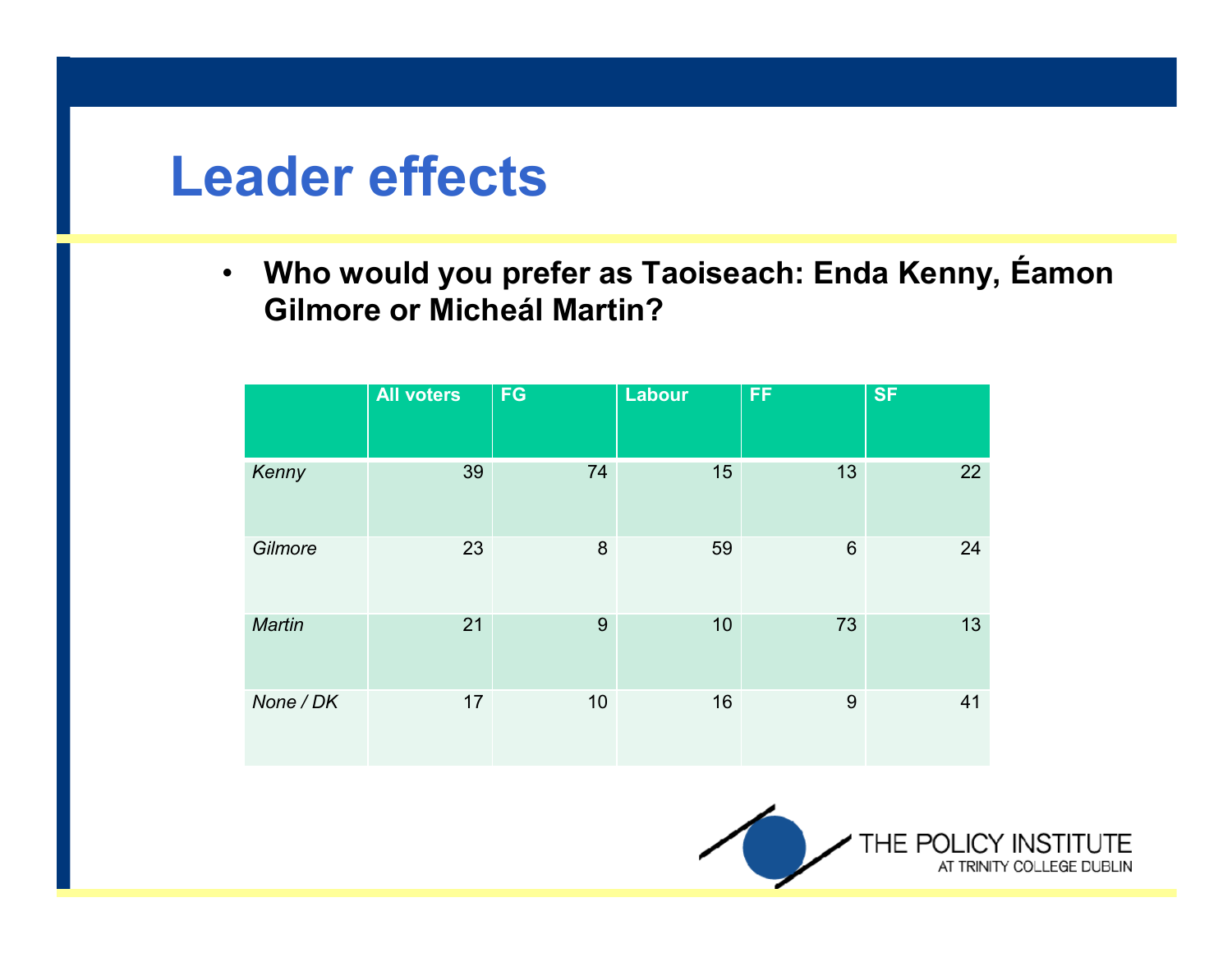# Leader effects

- **Who would you prefer as Taoiseach: Enda Kenny, Éamon Gilmore or Micheál Martin?**

| | All voters | FG | Labour | FF | SF |
|---|---|---|---|---|---|
| *Kenny* | 39 | 74 | 15 | 13 | 22 |
| *Gilmore* | 23 | 8 | 59 | 6 | 24 |
| *Martin* | 21 | 9 | 10 | 73 | 13 |
| *None / DK* | 17 | 10 | 16 | 9 | 41 |

THE POLICY INSTITUTE AT TRINITY COLLEGE DUBLIN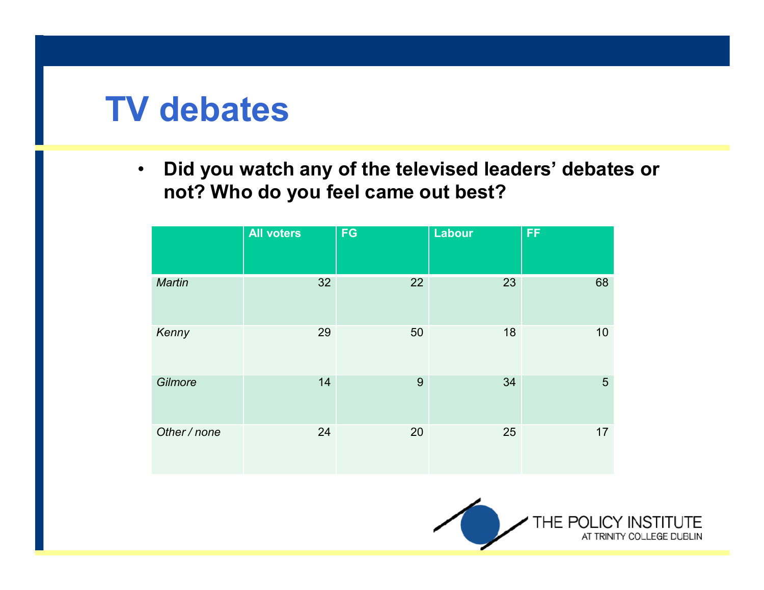# TV debates

- **Did you watch any of the televised leaders' debates or not? Who do you feel came out best?**

| | All voters | FG | Labour | FF |
|---|---|---|---|---|
| *Martin* | 32 | 22 | 23 | 68 |
| *Kenny* | 29 | 50 | 18 | 10 |
| *Gilmore* | 14 | 9 | 34 | 5 |
| *Other / none* | 24 | 20 | 25 | 17 |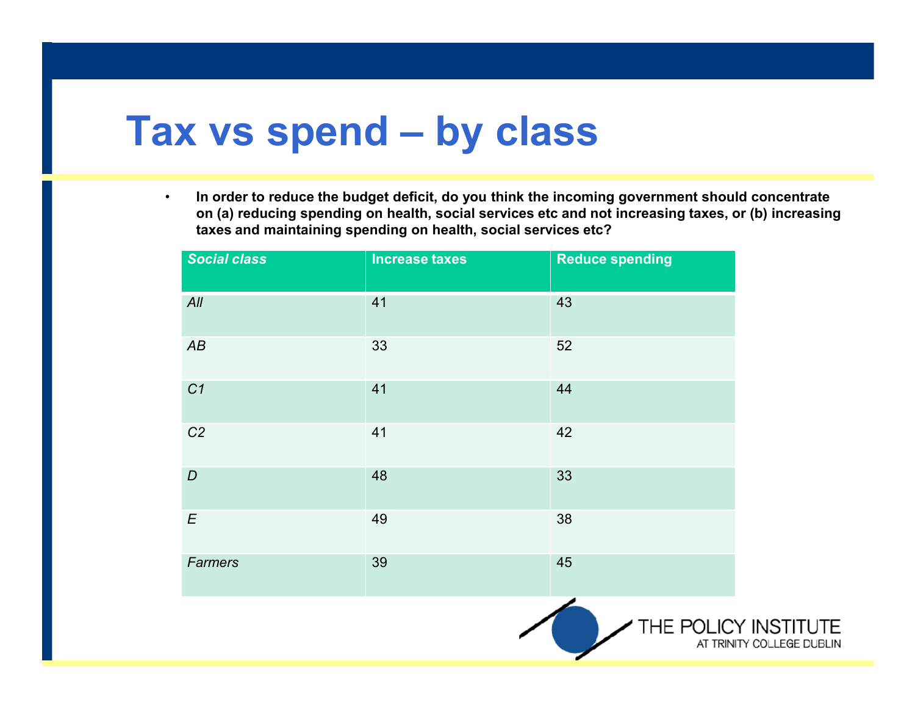# Tax vs spend – by class

- **In order to reduce the budget deficit, do you think the incoming government should concentrate on (a) reducing spending on health, social services etc and not increasing taxes, or (b) increasing taxes and maintaining spending on health, social services etc?**

| *Social class* | Increase taxes | Reduce spending |
|---|---|---|
| *All* | 41 | 43 |
| *AB* | 33 | 52 |
| *C1* | 41 | 44 |
| *C2* | 41 | 42 |
| *D* | 48 | 33 |
| *E* | 49 | 38 |
| *Farmers* | 39 | 45 |

THE POLICY INSTITUTE AT TRINITY COLLEGE DUBLIN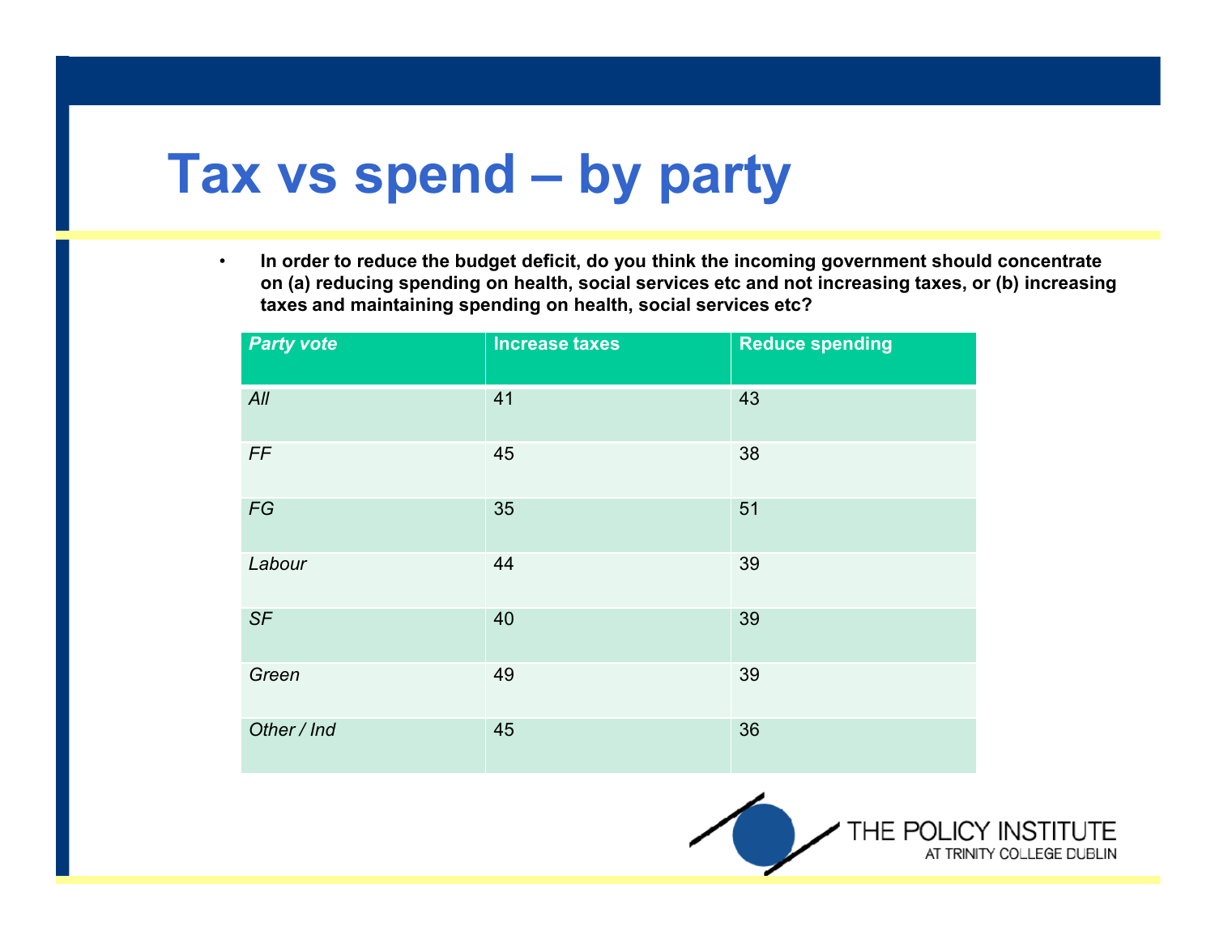# Tax vs spend – by party

- **In order to reduce the budget deficit, do you think the incoming government should concentrate on (a) reducing spending on health, social services etc and not increasing taxes, or (b) increasing taxes and maintaining spending on health, social services etc?**

| *Party vote* | Increase taxes | Reduce spending |
|---|---|---|
| *All* | 41 | 43 |
| *FF* | 45 | 38 |
| *FG* | 35 | 51 |
| *Labour* | 44 | 39 |
| *SF* | 40 | 39 |
| *Green* | 49 | 39 |
| *Other / Ind* | 45 | 36 |

THE POLICY INSTITUTE
AT TRINITY COLLEGE DUBLIN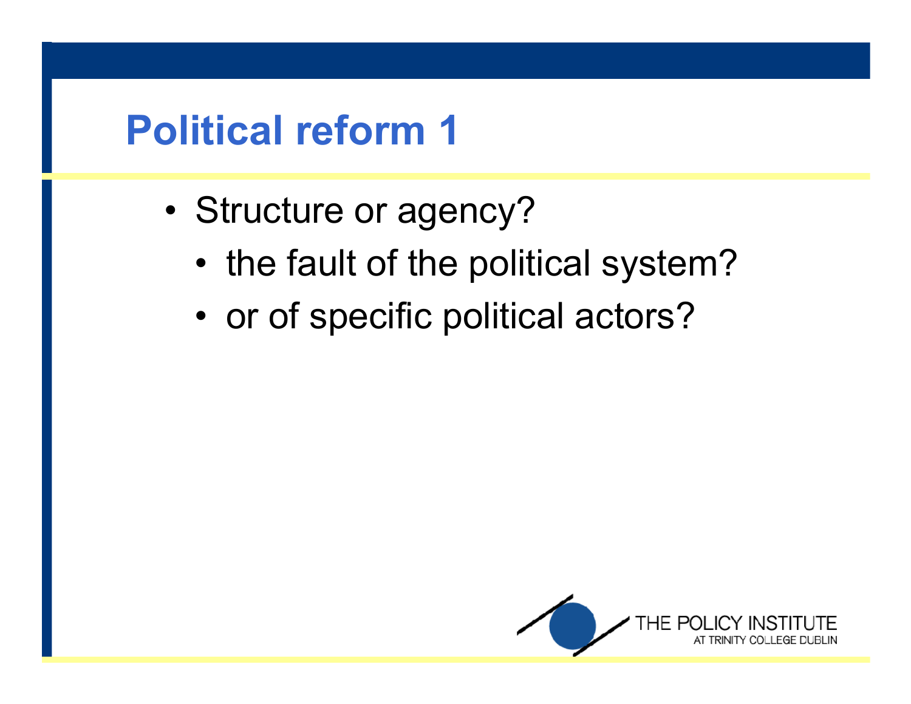# Political reform 1

- Structure or agency?
  - the fault of the political system?
  - or of specific political actors?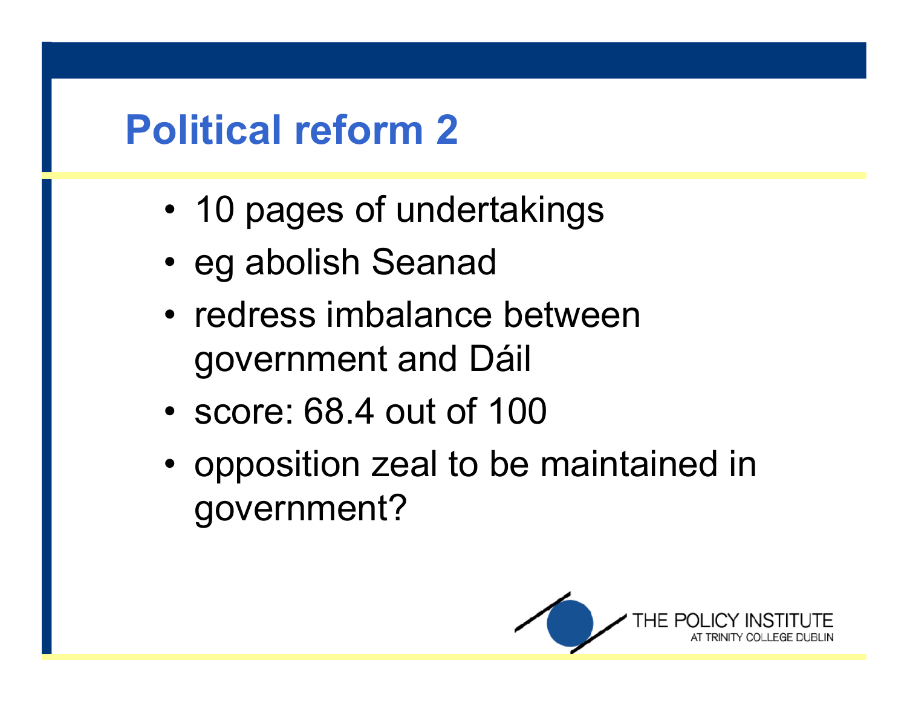# Political reform 2

- 10 pages of undertakings
- eg abolish Seanad
- redress imbalance between government and Dáil
- score: 68.4 out of 100
- opposition zeal to be maintained in government?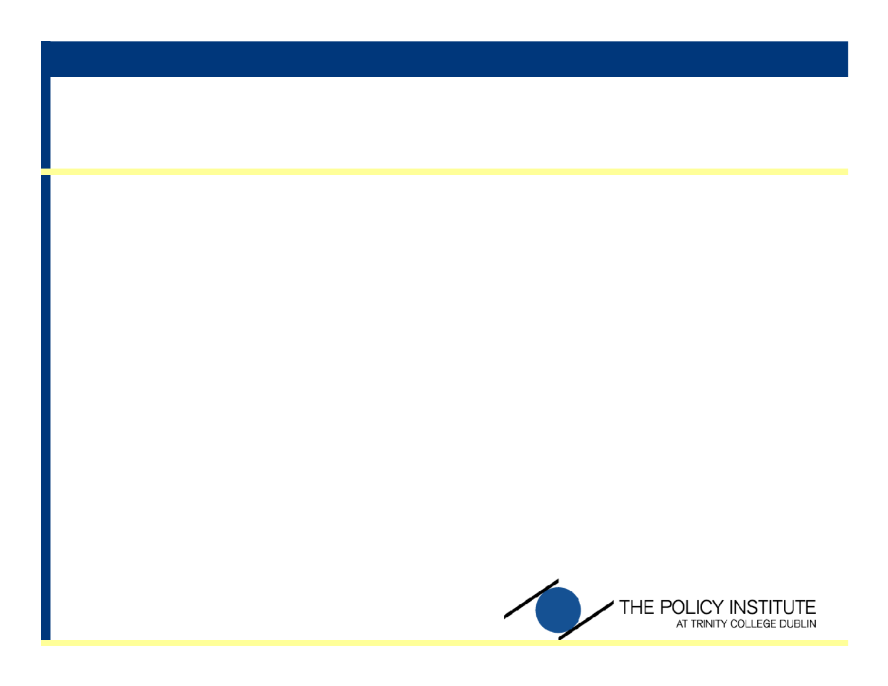THE POLICY INSTITUTE
AT TRINITY COLLEGE DUBLIN